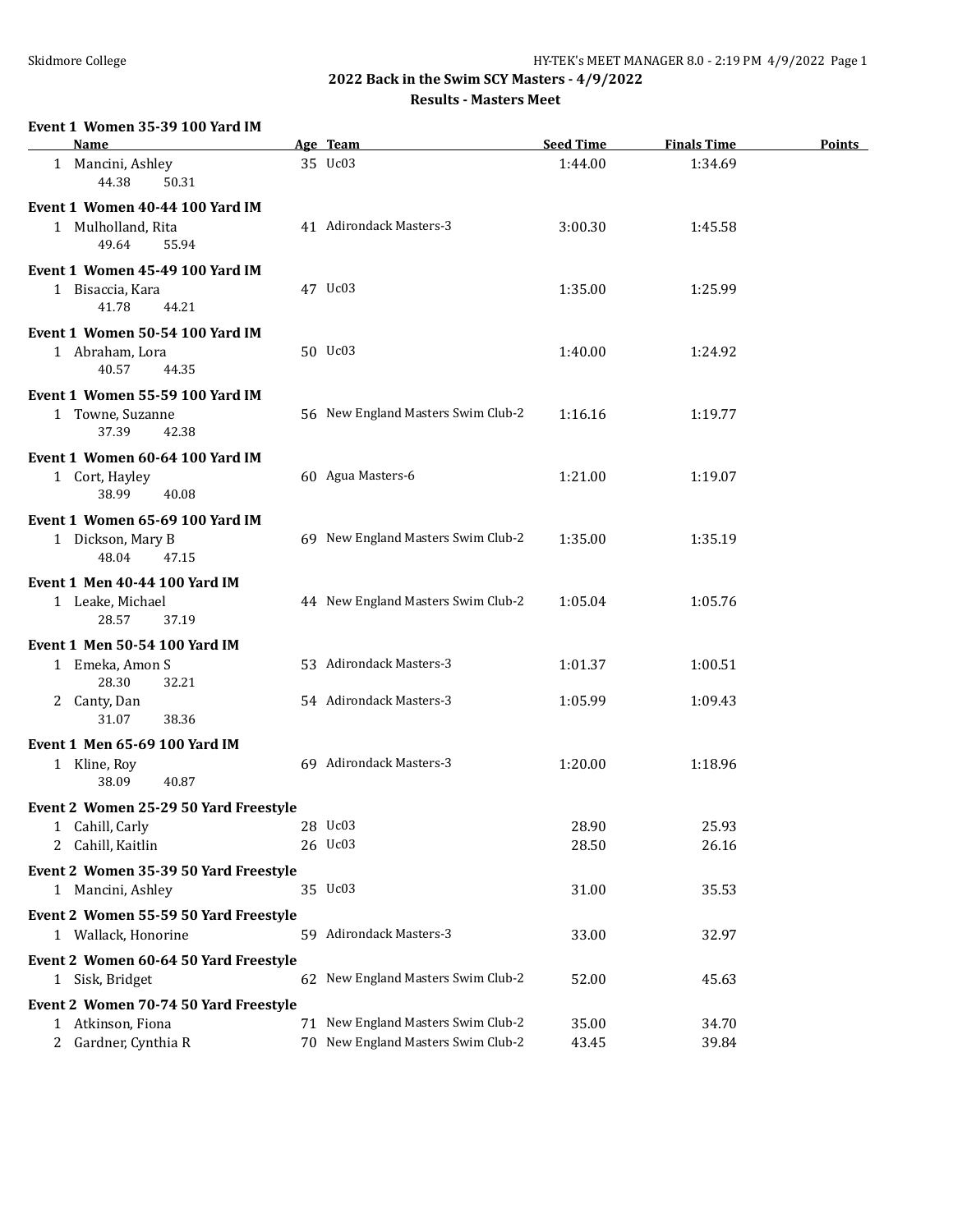## 2022 Back in the Swim SCY Masters - 4/9/2022

### Results - Masters Meet

**Event 1 Women 35-39 100 Yard IM**

| Name | Age | Team | Seed Time | Finals Time | Points |
|---|---|---|---|---|---|
| 1 Mancini, Ashley | 35 | Uc03 | 1:44.00 | 1:34.69 | |
| 44.38 50.31 | | | | | |

**Event 1 Women 40-44 100 Yard IM**

| Name | Age | Team | Seed Time | Finals Time | Points |
|---|---|---|---|---|---|
| 1 Mulholland, Rita | 41 | Adirondack Masters-3 | 3:00.30 | 1:45.58 | |
| 49.64 55.94 | | | | | |

**Event 1 Women 45-49 100 Yard IM**

| Name | Age | Team | Seed Time | Finals Time | Points |
|---|---|---|---|---|---|
| 1 Bisaccia, Kara | 47 | Uc03 | 1:35.00 | 1:25.99 | |
| 41.78 44.21 | | | | | |

**Event 1 Women 50-54 100 Yard IM**

| Name | Age | Team | Seed Time | Finals Time | Points |
|---|---|---|---|---|---|
| 1 Abraham, Lora | 50 | Uc03 | 1:40.00 | 1:24.92 | |
| 40.57 44.35 | | | | | |

**Event 1 Women 55-59 100 Yard IM**

| Name | Age | Team | Seed Time | Finals Time | Points |
|---|---|---|---|---|---|
| 1 Towne, Suzanne | 56 | New England Masters Swim Club-2 | 1:16.16 | 1:19.77 | |
| 37.39 42.38 | | | | | |

**Event 1 Women 60-64 100 Yard IM**

| Name | Age | Team | Seed Time | Finals Time | Points |
|---|---|---|---|---|---|
| 1 Cort, Hayley | 60 | Agua Masters-6 | 1:21.00 | 1:19.07 | |
| 38.99 40.08 | | | | | |

**Event 1 Women 65-69 100 Yard IM**

| Name | Age | Team | Seed Time | Finals Time | Points |
|---|---|---|---|---|---|
| 1 Dickson, Mary B | 69 | New England Masters Swim Club-2 | 1:35.00 | 1:35.19 | |
| 48.04 47.15 | | | | | |

**Event 1 Men 40-44 100 Yard IM**

| Name | Age | Team | Seed Time | Finals Time | Points |
|---|---|---|---|---|---|
| 1 Leake, Michael | 44 | New England Masters Swim Club-2 | 1:05.04 | 1:05.76 | |
| 28.57 37.19 | | | | | |

**Event 1 Men 50-54 100 Yard IM**

| Name | Age | Team | Seed Time | Finals Time | Points |
|---|---|---|---|---|---|
| 1 Emeka, Amon S | 53 | Adirondack Masters-3 | 1:01.37 | 1:00.51 | |
| 28.30 32.21 | | | | | |
| 2 Canty, Dan | 54 | Adirondack Masters-3 | 1:05.99 | 1:09.43 | |
| 31.07 38.36 | | | | | |

**Event 1 Men 65-69 100 Yard IM**

| Name | Age | Team | Seed Time | Finals Time | Points |
|---|---|---|---|---|---|
| 1 Kline, Roy | 69 | Adirondack Masters-3 | 1:20.00 | 1:18.96 | |
| 38.09 40.87 | | | | | |

**Event 2 Women 25-29 50 Yard Freestyle**

| Name | Age | Team | Seed Time | Finals Time | Points |
|---|---|---|---|---|---|
| 1 Cahill, Carly | 28 | Uc03 | 28.90 | 25.93 | |
| 2 Cahill, Kaitlin | 26 | Uc03 | 28.50 | 26.16 | |

**Event 2 Women 35-39 50 Yard Freestyle**

| Name | Age | Team | Seed Time | Finals Time | Points |
|---|---|---|---|---|---|
| 1 Mancini, Ashley | 35 | Uc03 | 31.00 | 35.53 | |

**Event 2 Women 55-59 50 Yard Freestyle**

| Name | Age | Team | Seed Time | Finals Time | Points |
|---|---|---|---|---|---|
| 1 Wallack, Honorine | 59 | Adirondack Masters-3 | 33.00 | 32.97 | |

**Event 2 Women 60-64 50 Yard Freestyle**

| Name | Age | Team | Seed Time | Finals Time | Points |
|---|---|---|---|---|---|
| 1 Sisk, Bridget | 62 | New England Masters Swim Club-2 | 52.00 | 45.63 | |

**Event 2 Women 70-74 50 Yard Freestyle**

| Name | Age | Team | Seed Time | Finals Time | Points |
|---|---|---|---|---|---|
| 1 Atkinson, Fiona | 71 | New England Masters Swim Club-2 | 35.00 | 34.70 | |
| 2 Gardner, Cynthia R | 70 | New England Masters Swim Club-2 | 43.45 | 39.84 | |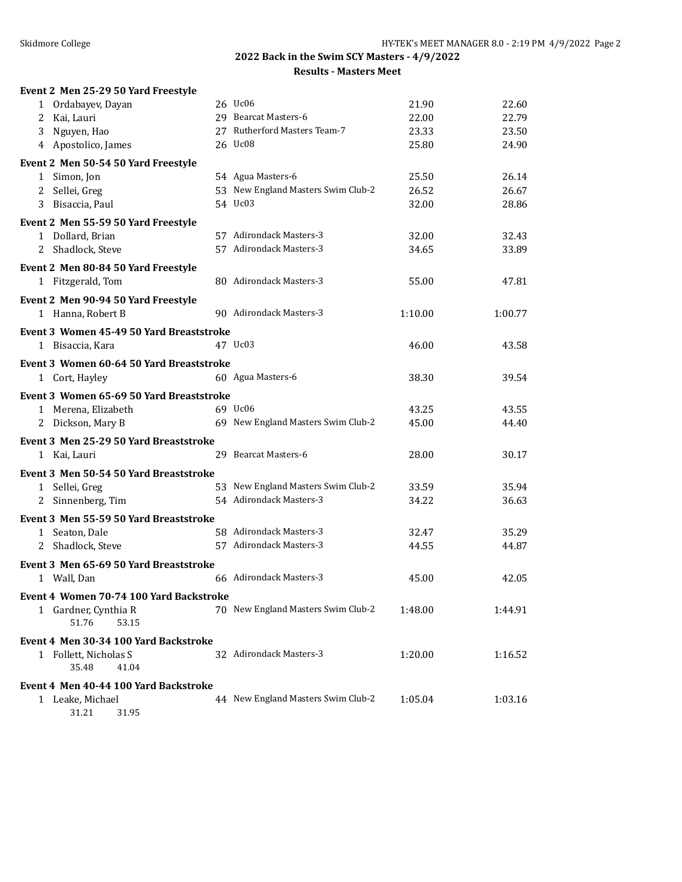## 2022 Back in the Swim SCY Masters - 4/9/2022

### Results - Masters Meet

**Event 2 Men 25-29 50 Yard Freestyle**

| | Name | Age | Team | Seed Time | Finals Time |
|---|---|---|---|---|---|
| 1 | Ordabayev, Dayan | 26 | Uc06 | 21.90 | 22.60 |
| 2 | Kai, Lauri | 29 | Bearcat Masters-6 | 22.00 | 22.79 |
| 3 | Nguyen, Hao | 27 | Rutherford Masters Team-7 | 23.33 | 23.50 |
| 4 | Apostolico, James | 26 | Uc08 | 25.80 | 24.90 |

**Event 2 Men 50-54 50 Yard Freestyle**

| | Name | Age | Team | Seed Time | Finals Time |
|---|---|---|---|---|---|
| 1 | Simon, Jon | 54 | Agua Masters-6 | 25.50 | 26.14 |
| 2 | Sellei, Greg | 53 | New England Masters Swim Club-2 | 26.52 | 26.67 |
| 3 | Bisaccia, Paul | 54 | Uc03 | 32.00 | 28.86 |

**Event 2 Men 55-59 50 Yard Freestyle**

| | Name | Age | Team | Seed Time | Finals Time |
|---|---|---|---|---|---|
| 1 | Dollard, Brian | 57 | Adirondack Masters-3 | 32.00 | 32.43 |
| 2 | Shadlock, Steve | 57 | Adirondack Masters-3 | 34.65 | 33.89 |

**Event 2 Men 80-84 50 Yard Freestyle**

| | Name | Age | Team | Seed Time | Finals Time |
|---|---|---|---|---|---|
| 1 | Fitzgerald, Tom | 80 | Adirondack Masters-3 | 55.00 | 47.81 |

**Event 2 Men 90-94 50 Yard Freestyle**

| | Name | Age | Team | Seed Time | Finals Time |
|---|---|---|---|---|---|
| 1 | Hanna, Robert B | 90 | Adirondack Masters-3 | 1:10.00 | 1:00.77 |

**Event 3 Women 45-49 50 Yard Breaststroke**

| | Name | Age | Team | Seed Time | Finals Time |
|---|---|---|---|---|---|
| 1 | Bisaccia, Kara | 47 | Uc03 | 46.00 | 43.58 |

**Event 3 Women 60-64 50 Yard Breaststroke**

| | Name | Age | Team | Seed Time | Finals Time |
|---|---|---|---|---|---|
| 1 | Cort, Hayley | 60 | Agua Masters-6 | 38.30 | 39.54 |

**Event 3 Women 65-69 50 Yard Breaststroke**

| | Name | Age | Team | Seed Time | Finals Time |
|---|---|---|---|---|---|
| 1 | Merena, Elizabeth | 69 | Uc06 | 43.25 | 43.55 |
| 2 | Dickson, Mary B | 69 | New England Masters Swim Club-2 | 45.00 | 44.40 |

**Event 3 Men 25-29 50 Yard Breaststroke**

| | Name | Age | Team | Seed Time | Finals Time |
|---|---|---|---|---|---|
| 1 | Kai, Lauri | 29 | Bearcat Masters-6 | 28.00 | 30.17 |

**Event 3 Men 50-54 50 Yard Breaststroke**

| | Name | Age | Team | Seed Time | Finals Time |
|---|---|---|---|---|---|
| 1 | Sellei, Greg | 53 | New England Masters Swim Club-2 | 33.59 | 35.94 |
| 2 | Sinnenberg, Tim | 54 | Adirondack Masters-3 | 34.22 | 36.63 |

**Event 3 Men 55-59 50 Yard Breaststroke**

| | Name | Age | Team | Seed Time | Finals Time |
|---|---|---|---|---|---|
| 1 | Seaton, Dale | 58 | Adirondack Masters-3 | 32.47 | 35.29 |
| 2 | Shadlock, Steve | 57 | Adirondack Masters-3 | 44.55 | 44.87 |

**Event 3 Men 65-69 50 Yard Breaststroke**

| | Name | Age | Team | Seed Time | Finals Time |
|---|---|---|---|---|---|
| 1 | Wall, Dan | 66 | Adirondack Masters-3 | 45.00 | 42.05 |

**Event 4 Women 70-74 100 Yard Backstroke**

| | Name | Age | Team | Seed Time | Finals Time |
|---|---|---|---|---|---|
| 1 | Gardner, Cynthia R | 70 | New England Masters Swim Club-2 | 1:48.00 | 1:44.91 |
| | 51.76 53.15 | | | | |

**Event 4 Men 30-34 100 Yard Backstroke**

| | Name | Age | Team | Seed Time | Finals Time |
|---|---|---|---|---|---|
| 1 | Follett, Nicholas S | 32 | Adirondack Masters-3 | 1:20.00 | 1:16.52 |
| | 35.48 41.04 | | | | |

**Event 4 Men 40-44 100 Yard Backstroke**

| | Name | Age | Team | Seed Time | Finals Time |
|---|---|---|---|---|---|
| 1 | Leake, Michael | 44 | New England Masters Swim Club-2 | 1:05.04 | 1:03.16 |
| | 31.21 31.95 | | | | |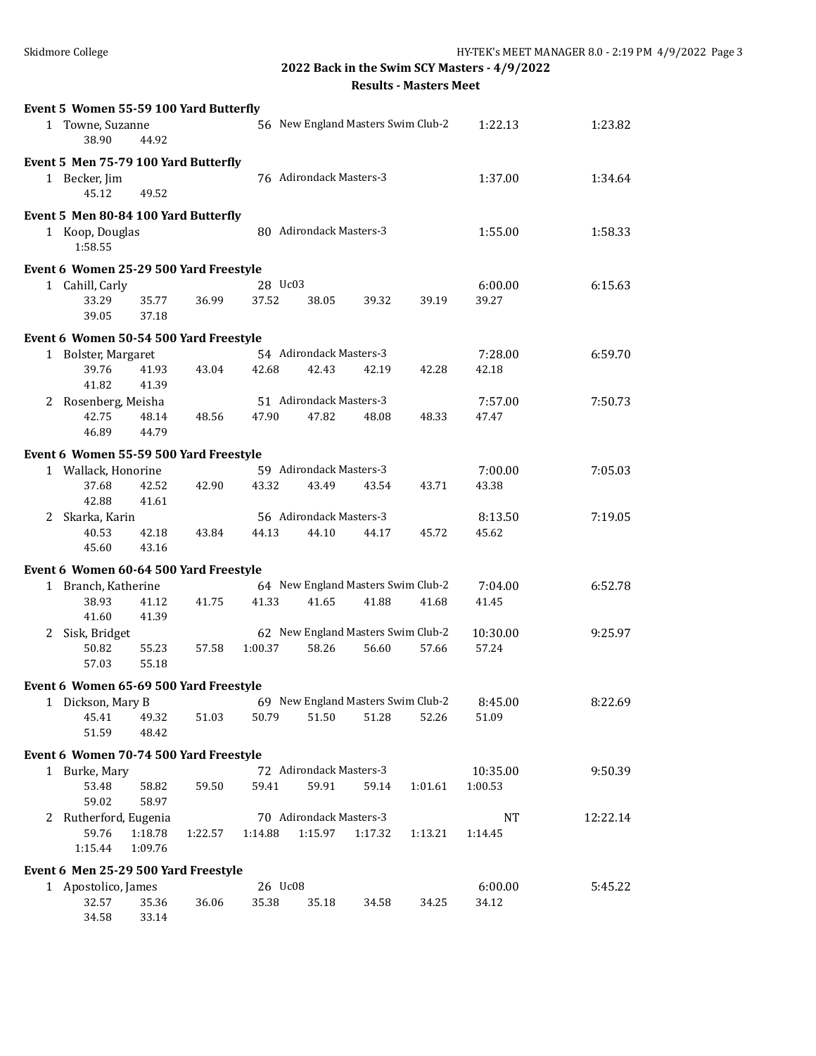## 2022 Back in the Swim SCY Masters - 4/9/2022

### Results - Masters Meet

**Event 5 Women 55-59 100 Yard Butterfly**

| Place | Name | Age | Team | Seed Time | Finals Time |
|---|---|---|---|---|---|
| 1 | Towne, Suzanne | 56 | New England Masters Swim Club-2 | 1:22.13 | 1:23.82 |

Splits: 38.90, 44.92

**Event 5 Men 75-79 100 Yard Butterfly**

| Place | Name | Age | Team | Seed Time | Finals Time |
|---|---|---|---|---|---|
| 1 | Becker, Jim | 76 | Adirondack Masters-3 | 1:37.00 | 1:34.64 |

Splits: 45.12, 49.52

**Event 5 Men 80-84 100 Yard Butterfly**

| Place | Name | Age | Team | Seed Time | Finals Time |
|---|---|---|---|---|---|
| 1 | Koop, Douglas | 80 | Adirondack Masters-3 | 1:55.00 | 1:58.33 |

Splits: 1:58.55

**Event 6 Women 25-29 500 Yard Freestyle**

| Place | Name | Age | Team | Seed Time | Finals Time |
|---|---|---|---|---|---|
| 1 | Cahill, Carly | 28 | Uc03 | 6:00.00 | 6:15.63 |

Splits: 33.29, 35.77, 36.99, 37.52, 38.05, 39.32, 39.19, 39.27, 39.05, 37.18

**Event 6 Women 50-54 500 Yard Freestyle**

| Place | Name | Age | Team | Seed Time | Finals Time |
|---|---|---|---|---|---|
| 1 | Bolster, Margaret | 54 | Adirondack Masters-3 | 7:28.00 | 6:59.70 |
| 2 | Rosenberg, Meisha | 51 | Adirondack Masters-3 | 7:57.00 | 7:50.73 |

Bolster splits: 39.76, 41.93, 43.04, 42.68, 42.43, 42.19, 42.28, 42.18, 41.82, 41.39

Rosenberg splits: 42.75, 48.14, 48.56, 47.90, 47.82, 48.08, 48.33, 47.47, 46.89, 44.79

**Event 6 Women 55-59 500 Yard Freestyle**

| Place | Name | Age | Team | Seed Time | Finals Time |
|---|---|---|---|---|---|
| 1 | Wallack, Honorine | 59 | Adirondack Masters-3 | 7:00.00 | 7:05.03 |
| 2 | Skarka, Karin | 56 | Adirondack Masters-3 | 8:13.50 | 7:19.05 |

Wallack splits: 37.68, 42.52, 42.90, 43.32, 43.49, 43.54, 43.71, 43.38, 42.88, 41.61

Skarka splits: 40.53, 42.18, 43.84, 44.13, 44.10, 44.17, 45.72, 45.62, 45.60, 43.16

**Event 6 Women 60-64 500 Yard Freestyle**

| Place | Name | Age | Team | Seed Time | Finals Time |
|---|---|---|---|---|---|
| 1 | Branch, Katherine | 64 | New England Masters Swim Club-2 | 7:04.00 | 6:52.78 |
| 2 | Sisk, Bridget | 62 | New England Masters Swim Club-2 | 10:30.00 | 9:25.97 |

Branch splits: 38.93, 41.12, 41.75, 41.33, 41.65, 41.88, 41.68, 41.45, 41.60, 41.39

Sisk splits: 50.82, 55.23, 57.58, 1:00.37, 58.26, 56.60, 57.66, 57.24, 57.03, 55.18

**Event 6 Women 65-69 500 Yard Freestyle**

| Place | Name | Age | Team | Seed Time | Finals Time |
|---|---|---|---|---|---|
| 1 | Dickson, Mary B | 69 | New England Masters Swim Club-2 | 8:45.00 | 8:22.69 |

Splits: 45.41, 49.32, 51.03, 50.79, 51.50, 51.28, 52.26, 51.09, 51.59, 48.42

**Event 6 Women 70-74 500 Yard Freestyle**

| Place | Name | Age | Team | Seed Time | Finals Time |
|---|---|---|---|---|---|
| 1 | Burke, Mary | 72 | Adirondack Masters-3 | 10:35.00 | 9:50.39 |
| 2 | Rutherford, Eugenia | 70 | Adirondack Masters-3 | NT | 12:22.14 |

Burke splits: 53.48, 58.82, 59.50, 59.41, 59.91, 59.14, 1:01.61, 1:00.53, 59.02, 58.97

Rutherford splits: 59.76, 1:18.78, 1:22.57, 1:14.88, 1:15.97, 1:17.32, 1:13.21, 1:14.45, 1:15.44, 1:09.76

**Event 6 Men 25-29 500 Yard Freestyle**

| Place | Name | Age | Team | Seed Time | Finals Time |
|---|---|---|---|---|---|
| 1 | Apostolico, James | 26 | Uc08 | 6:00.00 | 5:45.22 |

Splits: 32.57, 35.36, 36.06, 35.38, 35.18, 34.58, 34.25, 34.12, 34.58, 33.14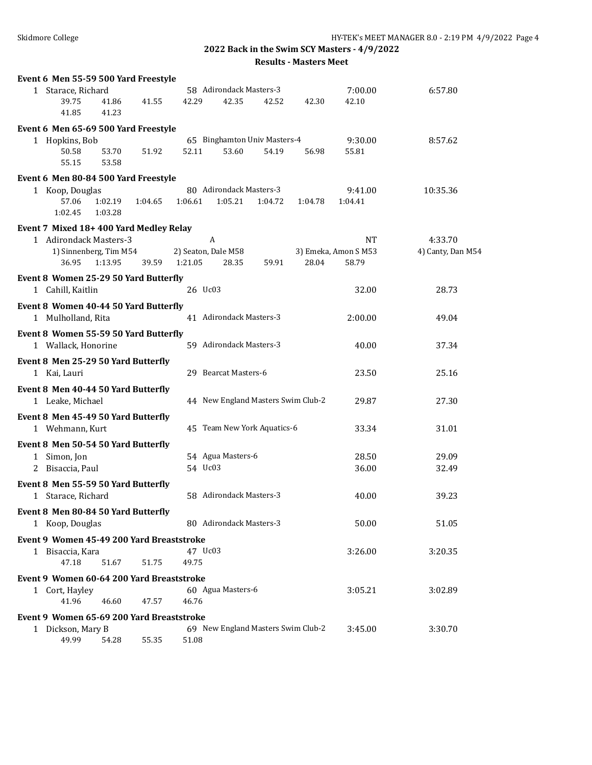## 2022 Back in the Swim SCY Masters - 4/9/2022

### Results - Masters Meet

**Event 6 Men 55-59 500 Yard Freestyle**

1 Starace, Richard — 58 Adirondack Masters-3 — 7:00.00 — 6:57.80
39.75 41.86 41.55 42.29 42.35 42.52 42.30 42.10
41.85 41.23

**Event 6 Men 65-69 500 Yard Freestyle**

1 Hopkins, Bob — 65 Binghamton Univ Masters-4 — 9:30.00 — 8:57.62
50.58 53.70 51.92 52.11 53.60 54.19 56.98 55.81
55.15 53.58

**Event 6 Men 80-84 500 Yard Freestyle**

1 Koop, Douglas — 80 Adirondack Masters-3 — 9:41.00 — 10:35.36
57.06 1:02.19 1:04.65 1:06.61 1:05.21 1:04.72 1:04.78 1:04.41
1:02.45 1:03.28

**Event 7 Mixed 18+ 400 Yard Medley Relay**

1 Adirondack Masters-3 — A — NT — 4:33.70
1) Sinnenberg, Tim M54 2) Seaton, Dale M58 3) Emeka, Amon S M53 4) Canty, Dan M54
36.95 1:13.95 39.59 1:21.05 28.35 59.91 28.04 58.79

**Event 8 Women 25-29 50 Yard Butterfly**

1 Cahill, Kaitlin — 26 Uc03 — 32.00 — 28.73

**Event 8 Women 40-44 50 Yard Butterfly**

1 Mulholland, Rita — 41 Adirondack Masters-3 — 2:00.00 — 49.04

**Event 8 Women 55-59 50 Yard Butterfly**

1 Wallack, Honorine — 59 Adirondack Masters-3 — 40.00 — 37.34

**Event 8 Men 25-29 50 Yard Butterfly**

1 Kai, Lauri — 29 Bearcat Masters-6 — 23.50 — 25.16

**Event 8 Men 40-44 50 Yard Butterfly**

1 Leake, Michael — 44 New England Masters Swim Club-2 — 29.87 — 27.30

**Event 8 Men 45-49 50 Yard Butterfly**

1 Wehmann, Kurt — 45 Team New York Aquatics-6 — 33.34 — 31.01

**Event 8 Men 50-54 50 Yard Butterfly**

1 Simon, Jon — 54 Agua Masters-6 — 28.50 — 29.09
2 Bisaccia, Paul — 54 Uc03 — 36.00 — 32.49

**Event 8 Men 55-59 50 Yard Butterfly**

1 Starace, Richard — 58 Adirondack Masters-3 — 40.00 — 39.23

**Event 8 Men 80-84 50 Yard Butterfly**

1 Koop, Douglas — 80 Adirondack Masters-3 — 50.00 — 51.05

**Event 9 Women 45-49 200 Yard Breaststroke**

1 Bisaccia, Kara — 47 Uc03 — 3:26.00 — 3:20.35
47.18 51.67 51.75 49.75

**Event 9 Women 60-64 200 Yard Breaststroke**

1 Cort, Hayley — 60 Agua Masters-6 — 3:05.21 — 3:02.89
41.96 46.60 47.57 46.76

**Event 9 Women 65-69 200 Yard Breaststroke**

1 Dickson, Mary B — 69 New England Masters Swim Club-2 — 3:45.00 — 3:30.70
49.99 54.28 55.35 51.08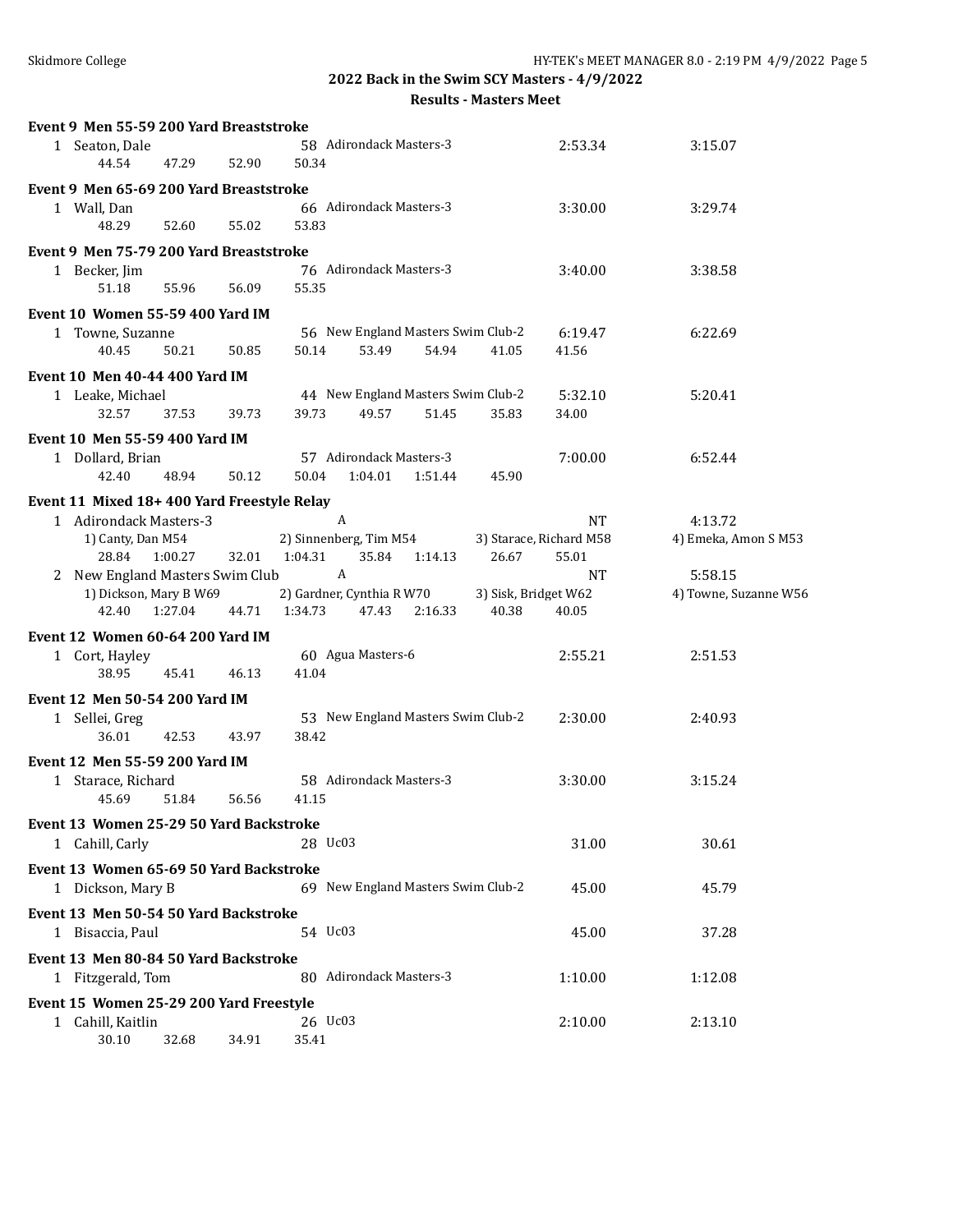## 2022 Back in the Swim SCY Masters - 4/9/2022

### Results - Masters Meet

**Event 9 Men 55-59 200 Yard Breaststroke**

1 Seaton, Dale 58 Adirondack Masters-3 2:53.34 3:15.07
44.54 47.29 52.90 50.34

**Event 9 Men 65-69 200 Yard Breaststroke**

1 Wall, Dan 66 Adirondack Masters-3 3:30.00 3:29.74
48.29 52.60 55.02 53.83

**Event 9 Men 75-79 200 Yard Breaststroke**

1 Becker, Jim 76 Adirondack Masters-3 3:40.00 3:38.58
51.18 55.96 56.09 55.35

**Event 10 Women 55-59 400 Yard IM**

1 Towne, Suzanne 56 New England Masters Swim Club-2 6:19.47 6:22.69
40.45 50.21 50.85 50.14 53.49 54.94 41.05 41.56

**Event 10 Men 40-44 400 Yard IM**

1 Leake, Michael 44 New England Masters Swim Club-2 5:32.10 5:20.41
32.57 37.53 39.73 39.73 49.57 51.45 35.83 34.00

**Event 10 Men 55-59 400 Yard IM**

1 Dollard, Brian 57 Adirondack Masters-3 7:00.00 6:52.44
42.40 48.94 50.12 50.04 1:04.01 1:51.44 45.90

**Event 11 Mixed 18+ 400 Yard Freestyle Relay**

1 Adirondack Masters-3 A NT 4:13.72
1) Canty, Dan M54 2) Sinnenberg, Tim M54 3) Starace, Richard M58 4) Emeka, Amon S M53
28.84 1:00.27 32.01 1:04.31 35.84 1:14.13 26.67 55.01

2 New England Masters Swim Club A NT 5:58.15
1) Dickson, Mary B W69 2) Gardner, Cynthia R W70 3) Sisk, Bridget W62 4) Towne, Suzanne W56
42.40 1:27.04 44.71 1:34.73 47.43 2:16.33 40.38 40.05

**Event 12 Women 60-64 200 Yard IM**

1 Cort, Hayley 60 Agua Masters-6 2:55.21 2:51.53
38.95 45.41 46.13 41.04

**Event 12 Men 50-54 200 Yard IM**

1 Sellei, Greg 53 New England Masters Swim Club-2 2:30.00 2:40.93
36.01 42.53 43.97 38.42

**Event 12 Men 55-59 200 Yard IM**

1 Starace, Richard 58 Adirondack Masters-3 3:30.00 3:15.24
45.69 51.84 56.56 41.15

**Event 13 Women 25-29 50 Yard Backstroke**

1 Cahill, Carly 28 Uc03 31.00 30.61

**Event 13 Women 65-69 50 Yard Backstroke**

1 Dickson, Mary B 69 New England Masters Swim Club-2 45.00 45.79

**Event 13 Men 50-54 50 Yard Backstroke**

1 Bisaccia, Paul 54 Uc03 45.00 37.28

**Event 13 Men 80-84 50 Yard Backstroke**

1 Fitzgerald, Tom 80 Adirondack Masters-3 1:10.00 1:12.08

**Event 15 Women 25-29 200 Yard Freestyle**

1 Cahill, Kaitlin 26 Uc03 2:10.00 2:13.10
30.10 32.68 34.91 35.41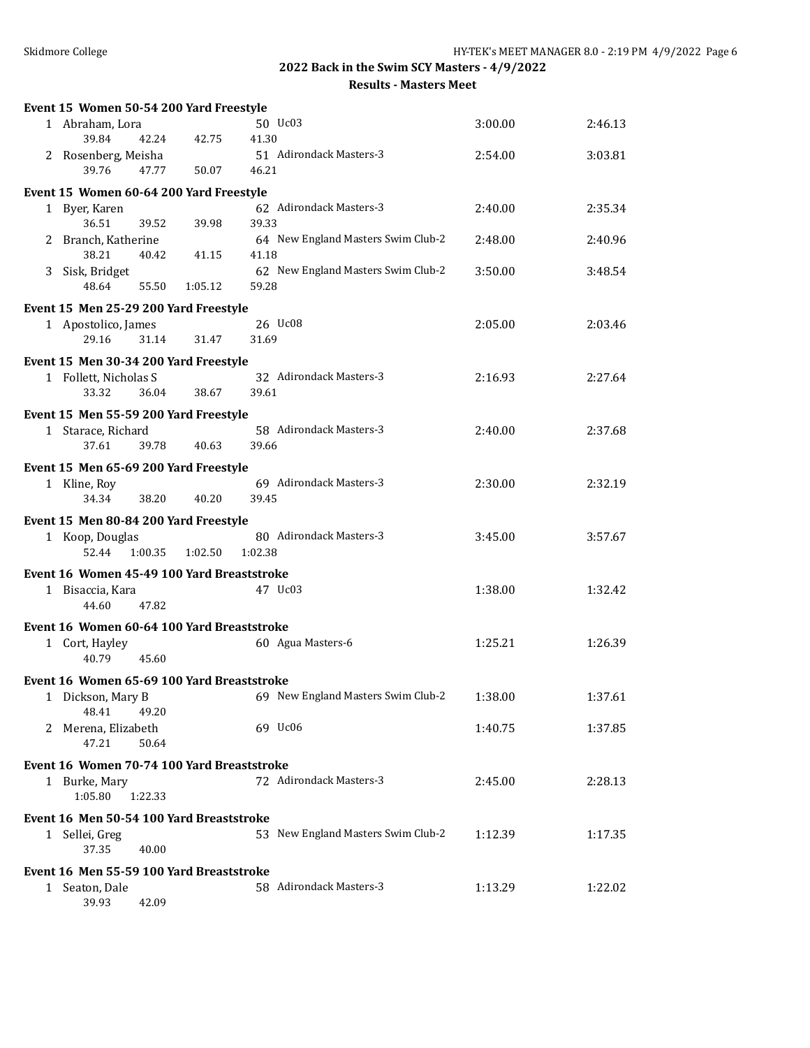## 2022 Back in the Swim SCY Masters - 4/9/2022

### Results - Masters Meet

**Event 15 Women 50-54 200 Yard Freestyle**

| Place | Name | Age | Team | Seed Time | Finals Time |
|---|---|---|---|---|---|
| 1 | Abraham, Lora | 50 | Uc03 | 3:00.00 | 2:46.13 |
| | 39.84 42.24 42.75 41.30 | | | | |
| 2 | Rosenberg, Meisha | 51 | Adirondack Masters-3 | 2:54.00 | 3:03.81 |
| | 39.76 47.77 50.07 46.21 | | | | |

**Event 15 Women 60-64 200 Yard Freestyle**

| Place | Name | Age | Team | Seed Time | Finals Time |
|---|---|---|---|---|---|
| 1 | Byer, Karen | 62 | Adirondack Masters-3 | 2:40.00 | 2:35.34 |
| | 36.51 39.52 39.98 39.33 | | | | |
| 2 | Branch, Katherine | 64 | New England Masters Swim Club-2 | 2:48.00 | 2:40.96 |
| | 38.21 40.42 41.15 41.18 | | | | |
| 3 | Sisk, Bridget | 62 | New England Masters Swim Club-2 | 3:50.00 | 3:48.54 |
| | 48.64 55.50 1:05.12 59.28 | | | | |

**Event 15 Men 25-29 200 Yard Freestyle**

| Place | Name | Age | Team | Seed Time | Finals Time |
|---|---|---|---|---|---|
| 1 | Apostolico, James | 26 | Uc08 | 2:05.00 | 2:03.46 |
| | 29.16 31.14 31.47 31.69 | | | | |

**Event 15 Men 30-34 200 Yard Freestyle**

| Place | Name | Age | Team | Seed Time | Finals Time |
|---|---|---|---|---|---|
| 1 | Follett, Nicholas S | 32 | Adirondack Masters-3 | 2:16.93 | 2:27.64 |
| | 33.32 36.04 38.67 39.61 | | | | |

**Event 15 Men 55-59 200 Yard Freestyle**

| Place | Name | Age | Team | Seed Time | Finals Time |
|---|---|---|---|---|---|
| 1 | Starace, Richard | 58 | Adirondack Masters-3 | 2:40.00 | 2:37.68 |
| | 37.61 39.78 40.63 39.66 | | | | |

**Event 15 Men 65-69 200 Yard Freestyle**

| Place | Name | Age | Team | Seed Time | Finals Time |
|---|---|---|---|---|---|
| 1 | Kline, Roy | 69 | Adirondack Masters-3 | 2:30.00 | 2:32.19 |
| | 34.34 38.20 40.20 39.45 | | | | |

**Event 15 Men 80-84 200 Yard Freestyle**

| Place | Name | Age | Team | Seed Time | Finals Time |
|---|---|---|---|---|---|
| 1 | Koop, Douglas | 80 | Adirondack Masters-3 | 3:45.00 | 3:57.67 |
| | 52.44 1:00.35 1:02.50 1:02.38 | | | | |

**Event 16 Women 45-49 100 Yard Breaststroke**

| Place | Name | Age | Team | Seed Time | Finals Time |
|---|---|---|---|---|---|
| 1 | Bisaccia, Kara | 47 | Uc03 | 1:38.00 | 1:32.42 |
| | 44.60 47.82 | | | | |

**Event 16 Women 60-64 100 Yard Breaststroke**

| Place | Name | Age | Team | Seed Time | Finals Time |
|---|---|---|---|---|---|
| 1 | Cort, Hayley | 60 | Agua Masters-6 | 1:25.21 | 1:26.39 |
| | 40.79 45.60 | | | | |

**Event 16 Women 65-69 100 Yard Breaststroke**

| Place | Name | Age | Team | Seed Time | Finals Time |
|---|---|---|---|---|---|
| 1 | Dickson, Mary B | 69 | New England Masters Swim Club-2 | 1:38.00 | 1:37.61 |
| | 48.41 49.20 | | | | |
| 2 | Merena, Elizabeth | 69 | Uc06 | 1:40.75 | 1:37.85 |
| | 47.21 50.64 | | | | |

**Event 16 Women 70-74 100 Yard Breaststroke**

| Place | Name | Age | Team | Seed Time | Finals Time |
|---|---|---|---|---|---|
| 1 | Burke, Mary | 72 | Adirondack Masters-3 | 2:45.00 | 2:28.13 |
| | 1:05.80 1:22.33 | | | | |

**Event 16 Men 50-54 100 Yard Breaststroke**

| Place | Name | Age | Team | Seed Time | Finals Time |
|---|---|---|---|---|---|
| 1 | Sellei, Greg | 53 | New England Masters Swim Club-2 | 1:12.39 | 1:17.35 |
| | 37.35 40.00 | | | | |

**Event 16 Men 55-59 100 Yard Breaststroke**

| Place | Name | Age | Team | Seed Time | Finals Time |
|---|---|---|---|---|---|
| 1 | Seaton, Dale | 58 | Adirondack Masters-3 | 1:13.29 | 1:22.02 |
| | 39.93 42.09 | | | | |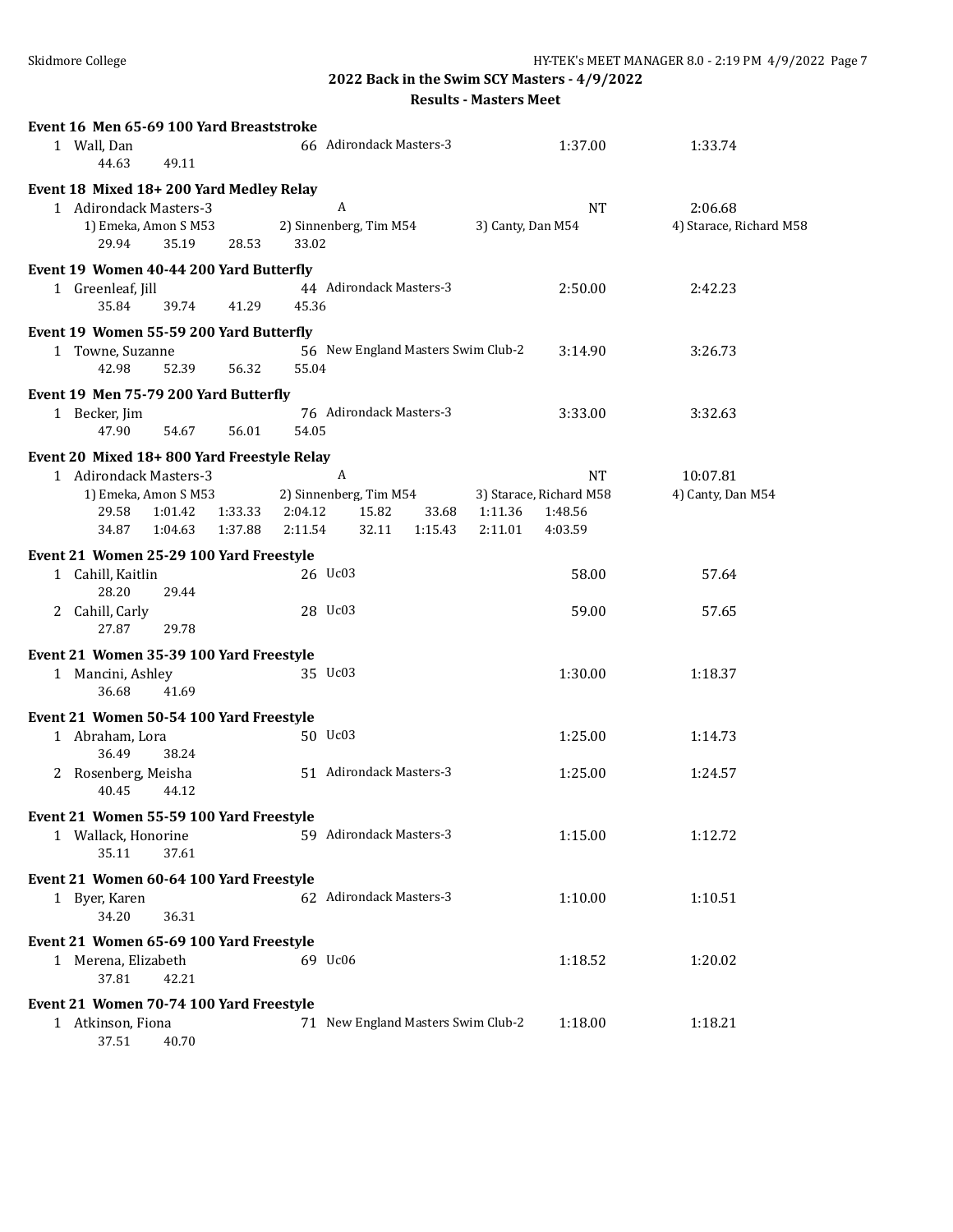**2022 Back in the Swim SCY Masters - 4/9/2022**

**Results - Masters Meet**

**Event 16 Men 65-69 100 Yard Breaststroke**

1 Wall, Dan 66 Adirondack Masters-3 1:37.00 1:33.74
44.63 49.11

**Event 18 Mixed 18+ 200 Yard Medley Relay**

1 Adirondack Masters-3 A NT 2:06.68
1) Emeka, Amon S M53 2) Sinnenberg, Tim M54 3) Canty, Dan M54 4) Starace, Richard M58
29.94 35.19 28.53 33.02

**Event 19 Women 40-44 200 Yard Butterfly**

1 Greenleaf, Jill 44 Adirondack Masters-3 2:50.00 2:42.23
35.84 39.74 41.29 45.36

**Event 19 Women 55-59 200 Yard Butterfly**

1 Towne, Suzanne 56 New England Masters Swim Club-2 3:14.90 3:26.73
42.98 52.39 56.32 55.04

**Event 19 Men 75-79 200 Yard Butterfly**

1 Becker, Jim 76 Adirondack Masters-3 3:33.00 3:32.63
47.90 54.67 56.01 54.05

**Event 20 Mixed 18+ 800 Yard Freestyle Relay**

1 Adirondack Masters-3 A NT 10:07.81
1) Emeka, Amon S M53 2) Sinnenberg, Tim M54 3) Starace, Richard M58 4) Canty, Dan M54
29.58 1:01.42 1:33.33 2:04.12 15.82 33.68 1:11.36 1:48.56
34.87 1:04.63 1:37.88 2:11.54 32.11 1:15.43 2:11.01 4:03.59

**Event 21 Women 25-29 100 Yard Freestyle**

1 Cahill, Kaitlin 26 Uc03 58.00 57.64
28.20 29.44

2 Cahill, Carly 28 Uc03 59.00 57.65
27.87 29.78

**Event 21 Women 35-39 100 Yard Freestyle**

1 Mancini, Ashley 35 Uc03 1:30.00 1:18.37
36.68 41.69

**Event 21 Women 50-54 100 Yard Freestyle**

1 Abraham, Lora 50 Uc03 1:25.00 1:14.73
36.49 38.24

2 Rosenberg, Meisha 51 Adirondack Masters-3 1:25.00 1:24.57
40.45 44.12

**Event 21 Women 55-59 100 Yard Freestyle**

1 Wallack, Honorine 59 Adirondack Masters-3 1:15.00 1:12.72
35.11 37.61

**Event 21 Women 60-64 100 Yard Freestyle**

1 Byer, Karen 62 Adirondack Masters-3 1:10.00 1:10.51
34.20 36.31

**Event 21 Women 65-69 100 Yard Freestyle**

1 Merena, Elizabeth 69 Uc06 1:18.52 1:20.02
37.81 42.21

**Event 21 Women 70-74 100 Yard Freestyle**

1 Atkinson, Fiona 71 New England Masters Swim Club-2 1:18.00 1:18.21
37.51 40.70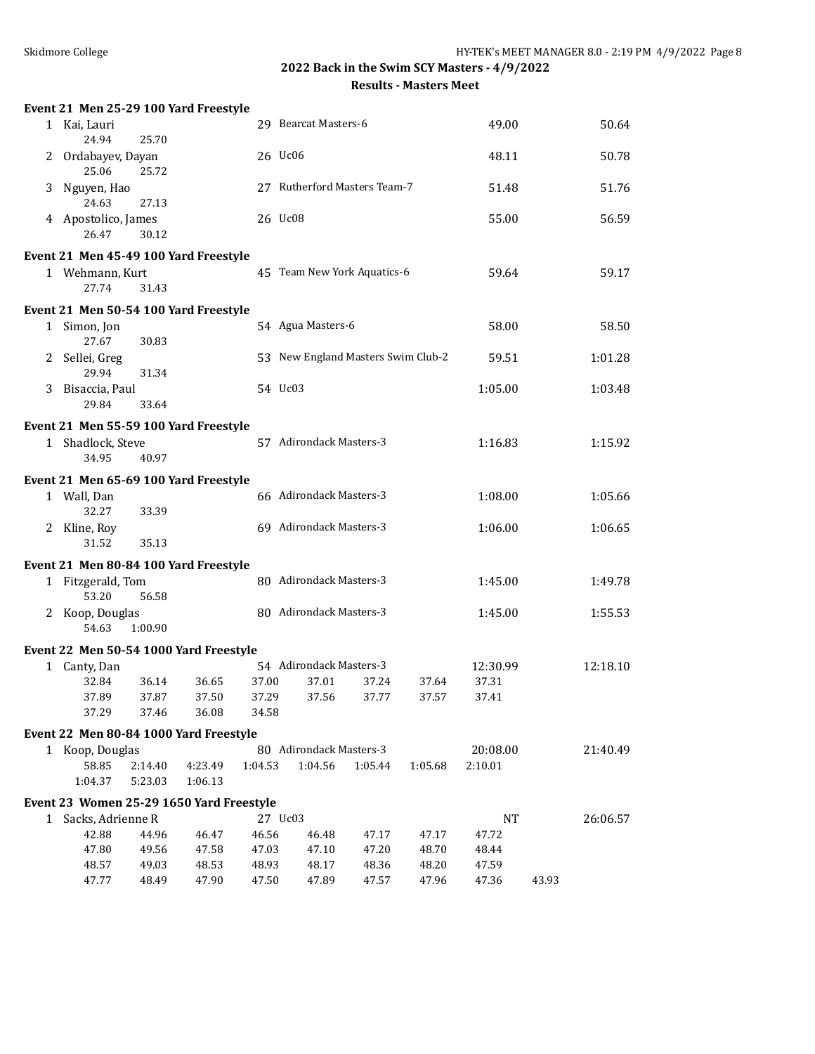## 2022 Back in the Swim SCY Masters - 4/9/2022

### Results - Masters Meet

**Event 21 Men 25-29 100 Yard Freestyle**

| Place | Name | Age | Team | Seed Time | Finals Time |
|---|---|---|---|---|---|
| 1 | Kai, Lauri | 29 | Bearcat Masters-6 | 49.00 | 50.64 |
| | 24.94 25.70 | | | | |
| 2 | Ordabayev, Dayan | 26 | Uc06 | 48.11 | 50.78 |
| | 25.06 25.72 | | | | |
| 3 | Nguyen, Hao | 27 | Rutherford Masters Team-7 | 51.48 | 51.76 |
| | 24.63 27.13 | | | | |
| 4 | Apostolico, James | 26 | Uc08 | 55.00 | 56.59 |
| | 26.47 30.12 | | | | |

**Event 21 Men 45-49 100 Yard Freestyle**

| Place | Name | Age | Team | Seed Time | Finals Time |
|---|---|---|---|---|---|
| 1 | Wehmann, Kurt | 45 | Team New York Aquatics-6 | 59.64 | 59.17 |
| | 27.74 31.43 | | | | |

**Event 21 Men 50-54 100 Yard Freestyle**

| Place | Name | Age | Team | Seed Time | Finals Time |
|---|---|---|---|---|---|
| 1 | Simon, Jon | 54 | Agua Masters-6 | 58.00 | 58.50 |
| | 27.67 30.83 | | | | |
| 2 | Sellei, Greg | 53 | New England Masters Swim Club-2 | 59.51 | 1:01.28 |
| | 29.94 31.34 | | | | |
| 3 | Bisaccia, Paul | 54 | Uc03 | 1:05.00 | 1:03.48 |
| | 29.84 33.64 | | | | |

**Event 21 Men 55-59 100 Yard Freestyle**

| Place | Name | Age | Team | Seed Time | Finals Time |
|---|---|---|---|---|---|
| 1 | Shadlock, Steve | 57 | Adirondack Masters-3 | 1:16.83 | 1:15.92 |
| | 34.95 40.97 | | | | |

**Event 21 Men 65-69 100 Yard Freestyle**

| Place | Name | Age | Team | Seed Time | Finals Time |
|---|---|---|---|---|---|
| 1 | Wall, Dan | 66 | Adirondack Masters-3 | 1:08.00 | 1:05.66 |
| | 32.27 33.39 | | | | |
| 2 | Kline, Roy | 69 | Adirondack Masters-3 | 1:06.00 | 1:06.65 |
| | 31.52 35.13 | | | | |

**Event 21 Men 80-84 100 Yard Freestyle**

| Place | Name | Age | Team | Seed Time | Finals Time |
|---|---|---|---|---|---|
| 1 | Fitzgerald, Tom | 80 | Adirondack Masters-3 | 1:45.00 | 1:49.78 |
| | 53.20 56.58 | | | | |
| 2 | Koop, Douglas | 80 | Adirondack Masters-3 | 1:45.00 | 1:55.53 |
| | 54.63 1:00.90 | | | | |

**Event 22 Men 50-54 1000 Yard Freestyle**

| Place | Name | Age | Team | Seed Time | Finals Time |
|---|---|---|---|---|---|
| 1 | Canty, Dan | 54 | Adirondack Masters-3 | 12:30.99 | 12:18.10 |
| | 32.84 36.14 36.65 37.00 37.01 37.24 37.64 37.31 | | | | |
| | 37.89 37.87 37.50 37.29 37.56 37.77 37.57 37.41 | | | | |
| | 37.29 37.46 36.08 34.58 | | | | |

**Event 22 Men 80-84 1000 Yard Freestyle**

| Place | Name | Age | Team | Seed Time | Finals Time |
|---|---|---|---|---|---|
| 1 | Koop, Douglas | 80 | Adirondack Masters-3 | 20:08.00 | 21:40.49 |
| | 58.85 2:14.40 4:23.49 1:04.53 1:04.56 1:05.44 1:05.68 2:10.01 | | | | |
| | 1:04.37 5:23.03 1:06.13 | | | | |

**Event 23 Women 25-29 1650 Yard Freestyle**

| Place | Name | Age | Team | Seed Time | Finals Time |
|---|---|---|---|---|---|
| 1 | Sacks, Adrienne R | 27 | Uc03 | NT | 26:06.57 |
| | 42.88 44.96 46.47 46.56 46.48 47.17 47.17 47.72 | | | | |
| | 47.80 49.56 47.58 47.03 47.10 47.20 48.70 48.44 | | | | |
| | 48.57 49.03 48.53 48.93 48.17 48.36 48.20 47.59 | | | | |
| | 47.77 48.49 47.90 47.50 47.89 47.57 47.96 47.36 43.93 | | | | |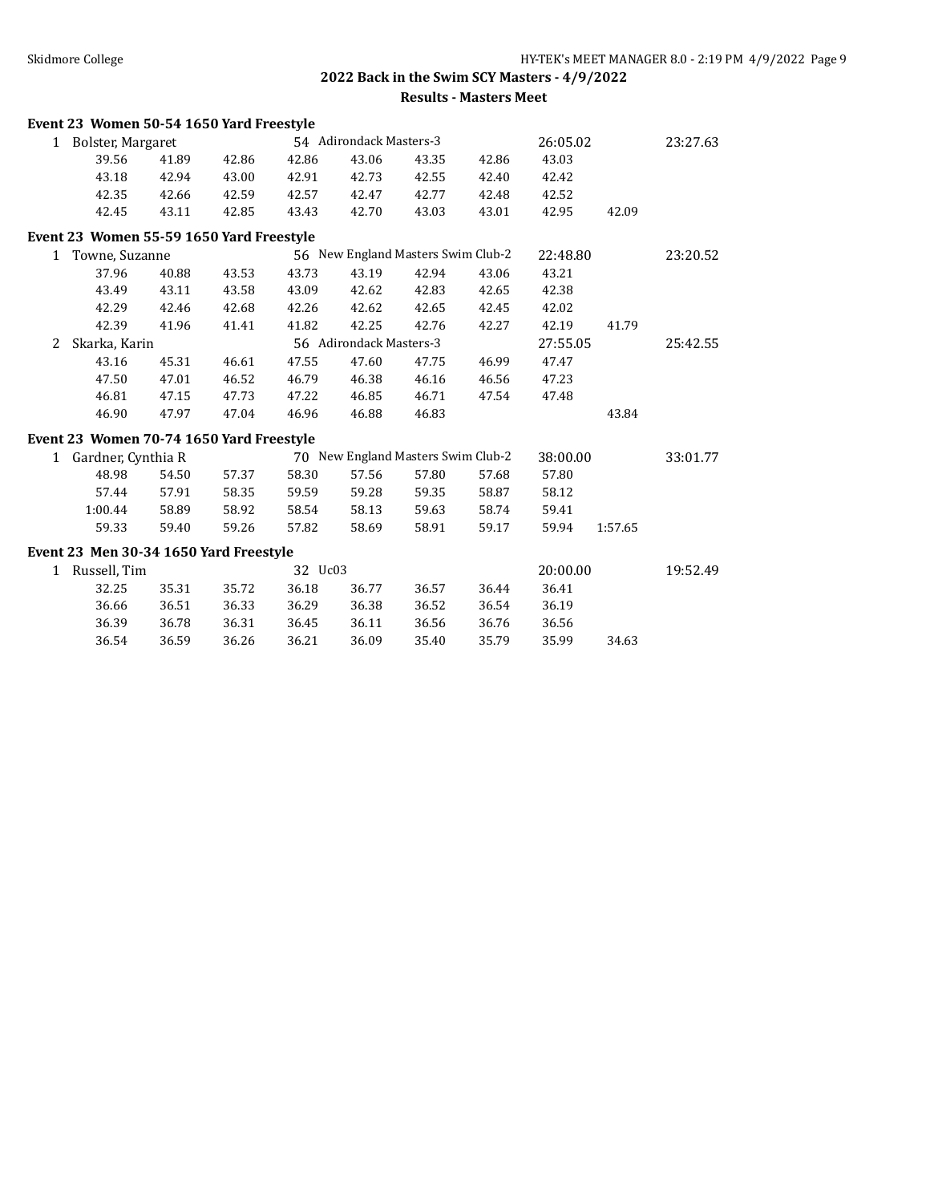## 2022 Back in the Swim SCY Masters - 4/9/2022

### Results - Masters Meet

**Event 23 Women 50-54 1650 Yard Freestyle**

| | Name | Age | Team | Seed Time | Finals Time |
|---|---|---|---|---|---|
| 1 | Bolster, Margaret | 54 | Adirondack Masters-3 | 26:05.02 | 23:27.63 |

| | | | | | | | | |
|---|---|---|---|---|---|---|---|---|
| 39.56 | 41.89 | 42.86 | 42.86 | 43.06 | 43.35 | 42.86 | 43.03 | |
| 43.18 | 42.94 | 43.00 | 42.91 | 42.73 | 42.55 | 42.40 | 42.42 | |
| 42.35 | 42.66 | 42.59 | 42.57 | 42.47 | 42.77 | 42.48 | 42.52 | |
| 42.45 | 43.11 | 42.85 | 43.43 | 42.70 | 43.03 | 43.01 | 42.95 | 42.09 |

**Event 23 Women 55-59 1650 Yard Freestyle**

| | Name | Age | Team | Seed Time | Finals Time |
|---|---|---|---|---|---|
| 1 | Towne, Suzanne | 56 | New England Masters Swim Club-2 | 22:48.80 | 23:20.52 |

| | | | | | | | | |
|---|---|---|---|---|---|---|---|---|
| 37.96 | 40.88 | 43.53 | 43.73 | 43.19 | 42.94 | 43.06 | 43.21 | |
| 43.49 | 43.11 | 43.58 | 43.09 | 42.62 | 42.83 | 42.65 | 42.38 | |
| 42.29 | 42.46 | 42.68 | 42.26 | 42.62 | 42.65 | 42.45 | 42.02 | |
| 42.39 | 41.96 | 41.41 | 41.82 | 42.25 | 42.76 | 42.27 | 42.19 | 41.79 |

| | Name | Age | Team | Seed Time | Finals Time |
|---|---|---|---|---|---|
| 2 | Skarka, Karin | 56 | Adirondack Masters-3 | 27:55.05 | 25:42.55 |

| | | | | | | | | |
|---|---|---|---|---|---|---|---|---|
| 43.16 | 45.31 | 46.61 | 47.55 | 47.60 | 47.75 | 46.99 | 47.47 | |
| 47.50 | 47.01 | 46.52 | 46.79 | 46.38 | 46.16 | 46.56 | 47.23 | |
| 46.81 | 47.15 | 47.73 | 47.22 | 46.85 | 46.71 | 47.54 | 47.48 | |
| 46.90 | 47.97 | 47.04 | 46.96 | 46.88 | 46.83 | | | 43.84 |

**Event 23 Women 70-74 1650 Yard Freestyle**

| | Name | Age | Team | Seed Time | Finals Time |
|---|---|---|---|---|---|
| 1 | Gardner, Cynthia R | 70 | New England Masters Swim Club-2 | 38:00.00 | 33:01.77 |

| | | | | | | | | |
|---|---|---|---|---|---|---|---|---|
| 48.98 | 54.50 | 57.37 | 58.30 | 57.56 | 57.80 | 57.68 | 57.80 | |
| 57.44 | 57.91 | 58.35 | 59.59 | 59.28 | 59.35 | 58.87 | 58.12 | |
| 1:00.44 | 58.89 | 58.92 | 58.54 | 58.13 | 59.63 | 58.74 | 59.41 | |
| 59.33 | 59.40 | 59.26 | 57.82 | 58.69 | 58.91 | 59.17 | 59.94 | 1:57.65 |

**Event 23 Men 30-34 1650 Yard Freestyle**

| | Name | Age | Team | Seed Time | Finals Time |
|---|---|---|---|---|---|
| 1 | Russell, Tim | 32 | Uc03 | 20:00.00 | 19:52.49 |

| | | | | | | | | |
|---|---|---|---|---|---|---|---|---|
| 32.25 | 35.31 | 35.72 | 36.18 | 36.77 | 36.57 | 36.44 | 36.41 | |
| 36.66 | 36.51 | 36.33 | 36.29 | 36.38 | 36.52 | 36.54 | 36.19 | |
| 36.39 | 36.78 | 36.31 | 36.45 | 36.11 | 36.56 | 36.76 | 36.56 | |
| 36.54 | 36.59 | 36.26 | 36.21 | 36.09 | 35.40 | 35.79 | 35.99 | 34.63 |